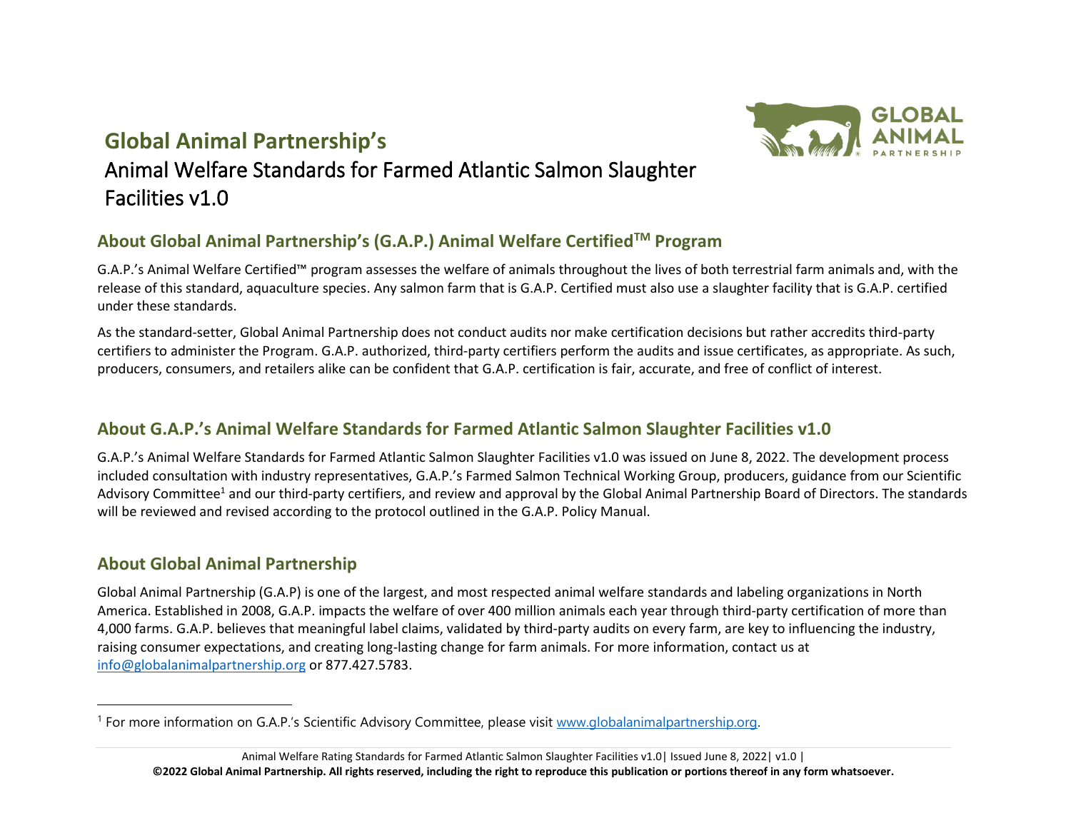# Global Animal Partnership's

Animal Welfare Standards for Farmed Atlantic Salmon Slaughter Facilities v1.0

## About Global Animal Partnership's (G.A.P.) Animal Welfare Certified™ Program

G.A.P.'s Animal Welfare Certified™ program assesses the welfare of animals throughout the lives of both terrestrial farm animals and, with the release of this standard, aquaculture species. Any salmon farm that is G.A.P. Certified must also use a slaughter facility that is G.A.P. certified under these standards.

As the standard-setter, Global Animal Partnership does not conduct audits nor make certification decisions but rather accredits third-party certifiers to administer the Program. G.A.P. authorized, third-party certifiers perform the audits and issue certificates, as appropriate. As such, producers, consumers, and retailers alike can be confident that G.A.P. certification is fair, accurate, and free of conflict of interest.

## About G.A.P.'s Animal Welfare Standards for Farmed Atlantic Salmon Slaughter Facilities v1.0

G.A.P.'s Animal Welfare Standards for Farmed Atlantic Salmon Slaughter Facilities v1.0 was issued on June 8, 2022. The development process included consultation with industry representatives, G.A.P.'s Farmed Salmon Technical Working Group, producers, guidance from our Scientific Advisory Committee[1] and our third-party certifiers, and review and approval by the Global Animal Partnership Board of Directors. The standards will be reviewed and revised according to the protocol outlined in the G.A.P. Policy Manual.

## About Global Animal Partnership

Global Animal Partnership (G.A.P) is one of the largest, and most respected animal welfare standards and labeling organizations in North America. Established in 2008, G.A.P. impacts the welfare of over 400 million animals each year through third-party certification of more than 4,000 farms. G.A.P. believes that meaningful label claims, validated by third-party audits on every farm, are key to influencing the industry, raising consumer expectations, and creating long-lasting change for farm animals. For more information, contact us at info@globalanimalpartnership.org or 877.427.5783.

[1] For more information on G.A.P.'s Scientific Advisory Committee, please visit www.globalanimalpartnership.org.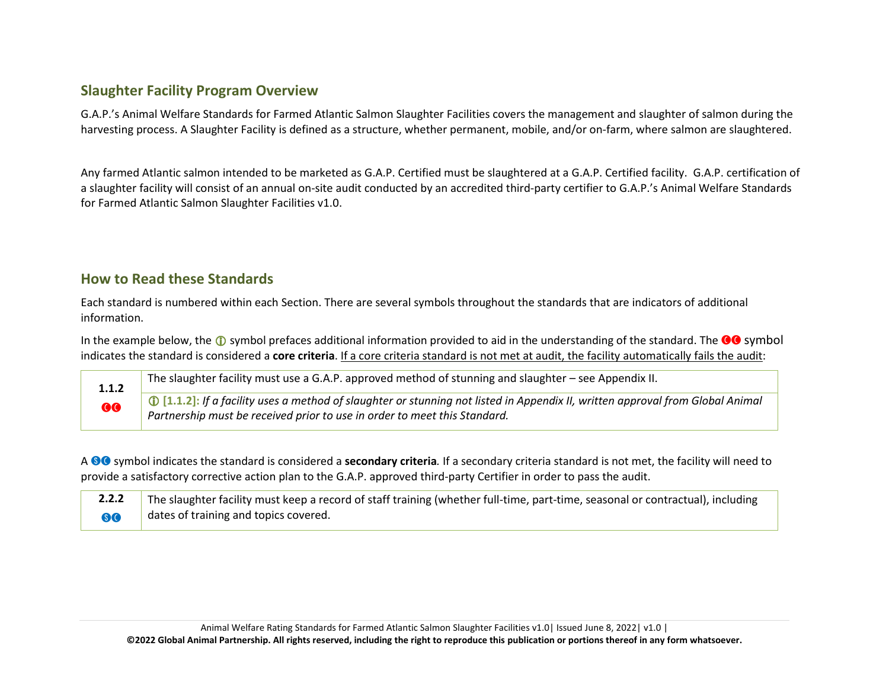## Slaughter Facility Program Overview

G.A.P.'s Animal Welfare Standards for Farmed Atlantic Salmon Slaughter Facilities covers the management and slaughter of salmon during the harvesting process. A Slaughter Facility is defined as a structure, whether permanent, mobile, and/or on-farm, where salmon are slaughtered.

Any farmed Atlantic salmon intended to be marketed as G.A.P. Certified must be slaughtered at a G.A.P. Certified facility. G.A.P. certification of a slaughter facility will consist of an annual on-site audit conducted by an accredited third-party certifier to G.A.P.'s Animal Welfare Standards for Farmed Atlantic Salmon Slaughter Facilities v1.0.

## How to Read these Standards

Each standard is numbered within each Section. There are several symbols throughout the standards that are indicators of additional information.

In the example below, the ⓘ symbol prefaces additional information provided to aid in the understanding of the standard. The CC symbol indicates the standard is considered a **core criteria**. <u>If a core criteria standard is not met at audit, the facility automatically fails the audit</u>:

| **1.1.2** CC | The slaughter facility must use a G.A.P. approved method of stunning and slaughter – see Appendix II. |
|---|---|
| | ⓘ **[1.1.2]:** *If a facility uses a method of slaughter or stunning not listed in Appendix II, written approval from Global Animal Partnership must be received prior to use in order to meet this Standard.* |

A SC symbol indicates the standard is considered a **secondary criteria**. If a secondary criteria standard is not met, the facility will need to provide a satisfactory corrective action plan to the G.A.P. approved third-party Certifier in order to pass the audit.

| **2.2.2** SC | The slaughter facility must keep a record of staff training (whether full-time, part-time, seasonal or contractual), including dates of training and topics covered. |
|---|---|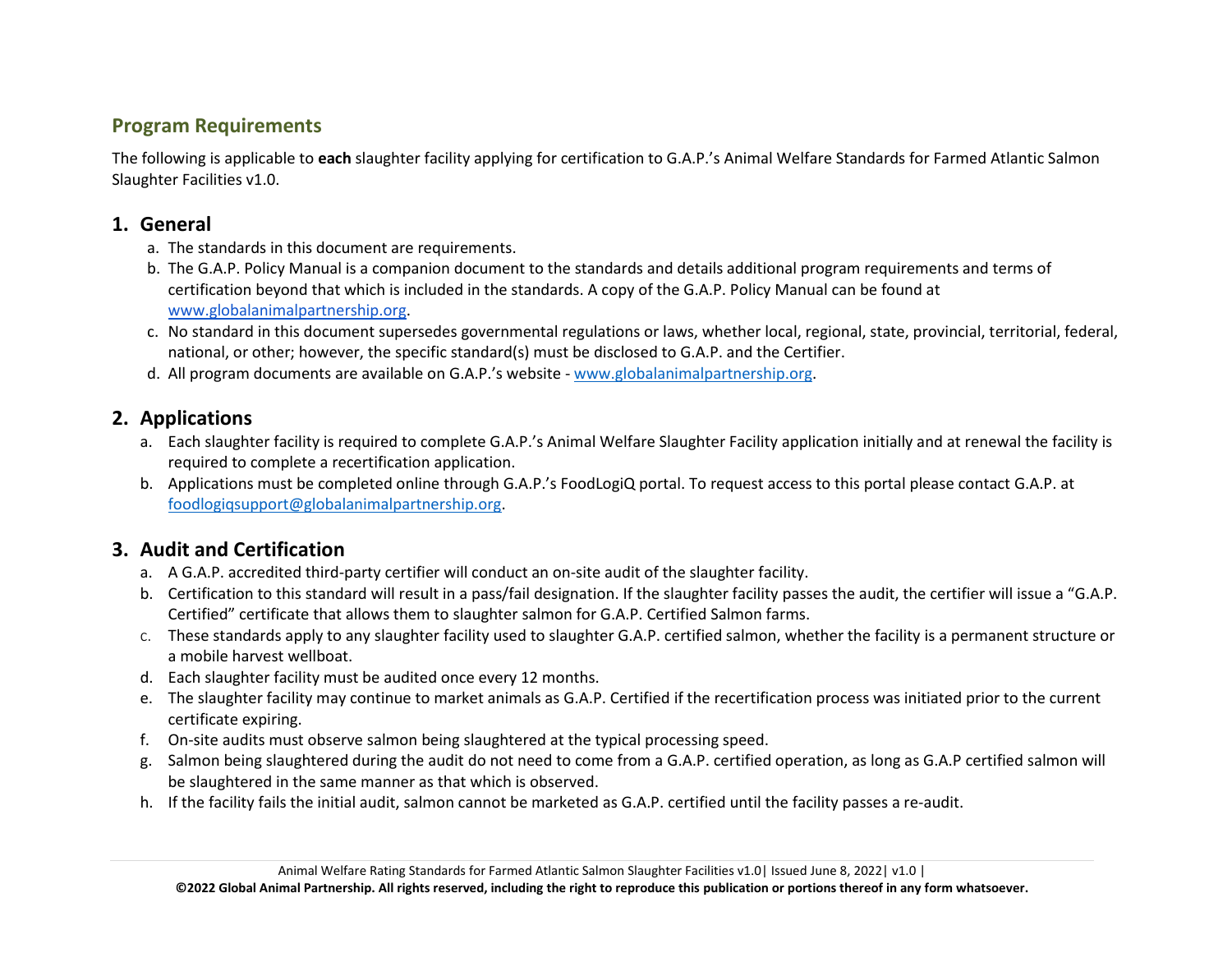## Program Requirements

The following is applicable to **each** slaughter facility applying for certification to G.A.P.'s Animal Welfare Standards for Farmed Atlantic Salmon Slaughter Facilities v1.0.

### 1. General

a. The standards in this document are requirements.
b. The G.A.P. Policy Manual is a companion document to the standards and details additional program requirements and terms of certification beyond that which is included in the standards. A copy of the G.A.P. Policy Manual can be found at www.globalanimalpartnership.org.
c. No standard in this document supersedes governmental regulations or laws, whether local, regional, state, provincial, territorial, federal, national, or other; however, the specific standard(s) must be disclosed to G.A.P. and the Certifier.
d. All program documents are available on G.A.P.'s website - www.globalanimalpartnership.org.

### 2. Applications

a. Each slaughter facility is required to complete G.A.P.'s Animal Welfare Slaughter Facility application initially and at renewal the facility is required to complete a recertification application.
b. Applications must be completed online through G.A.P.'s FoodLogiQ portal. To request access to this portal please contact G.A.P. at foodlogiqsupport@globalanimalpartnership.org.

### 3. Audit and Certification

a. A G.A.P. accredited third-party certifier will conduct an on-site audit of the slaughter facility.
b. Certification to this standard will result in a pass/fail designation. If the slaughter facility passes the audit, the certifier will issue a "G.A.P. Certified" certificate that allows them to slaughter salmon for G.A.P. Certified Salmon farms.
c. These standards apply to any slaughter facility used to slaughter G.A.P. certified salmon, whether the facility is a permanent structure or a mobile harvest wellboat.
d. Each slaughter facility must be audited once every 12 months.
e. The slaughter facility may continue to market animals as G.A.P. Certified if the recertification process was initiated prior to the current certificate expiring.
f. On-site audits must observe salmon being slaughtered at the typical processing speed.
g. Salmon being slaughtered during the audit do not need to come from a G.A.P. certified operation, as long as G.A.P certified salmon will be slaughtered in the same manner as that which is observed.
h. If the facility fails the initial audit, salmon cannot be marketed as G.A.P. certified until the facility passes a re-audit.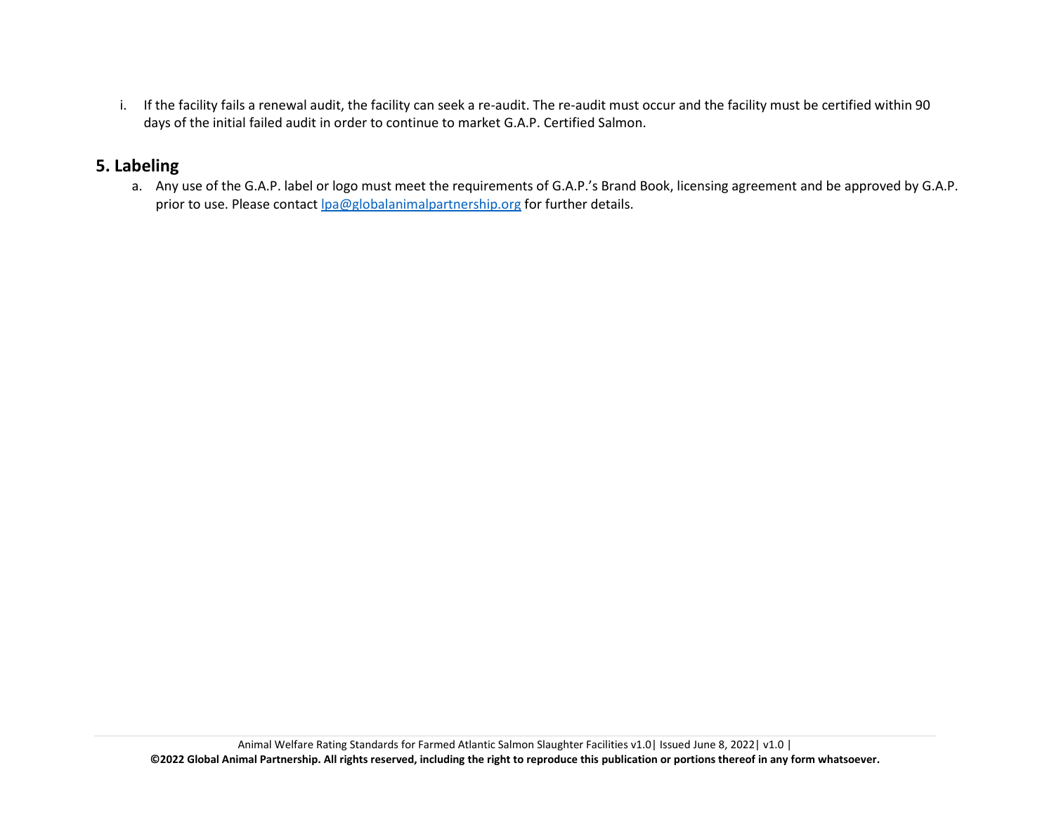i. If the facility fails a renewal audit, the facility can seek a re-audit. The re-audit must occur and the facility must be certified within 90 days of the initial failed audit in order to continue to market G.A.P. Certified Salmon.

## 5. Labeling

a. Any use of the G.A.P. label or logo must meet the requirements of G.A.P.'s Brand Book, licensing agreement and be approved by G.A.P. prior to use. Please contact [lpa@globalanimalpartnership.org](mailto:lpa@globalanimalpartnership.org) for further details.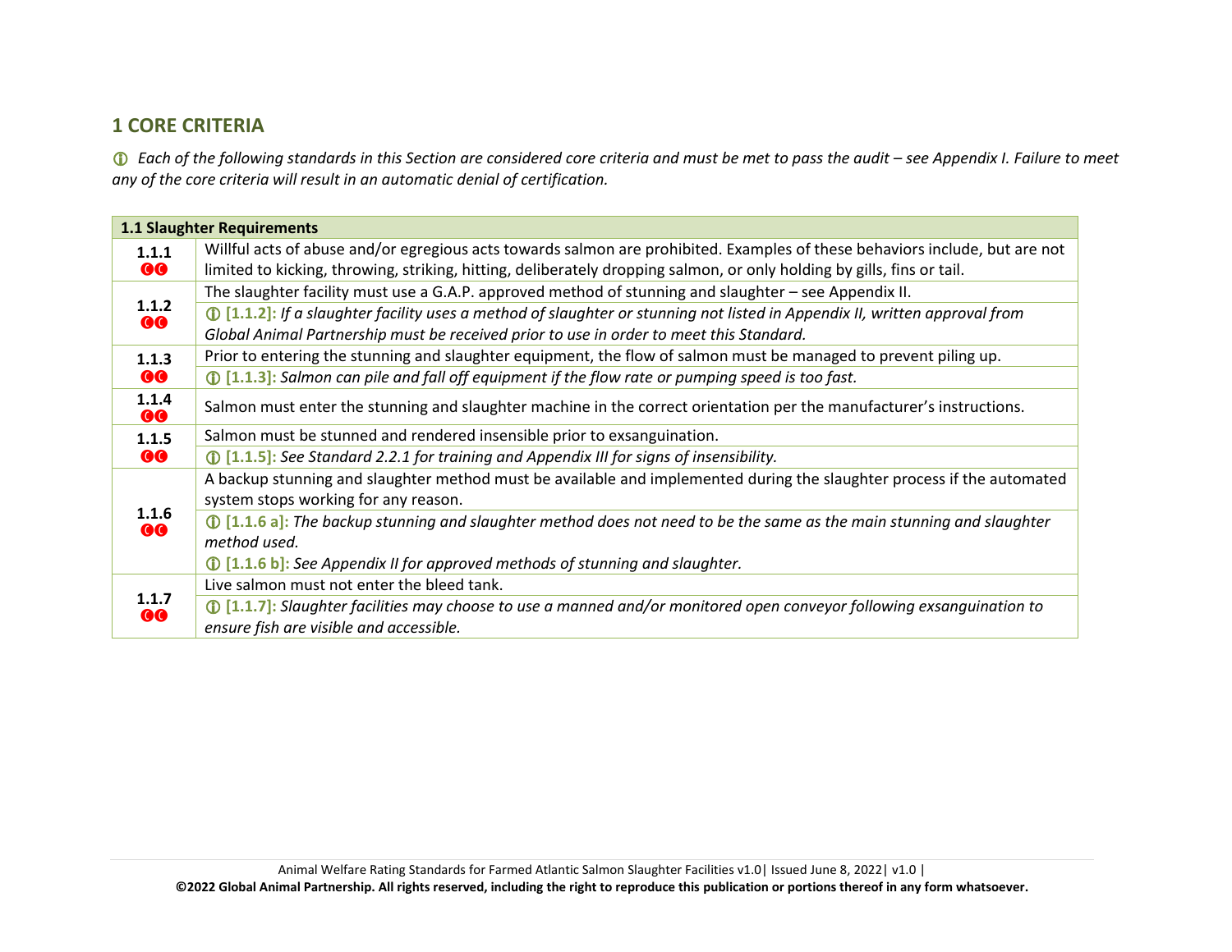## 1 CORE CRITERIA

ⓘ *Each of the following standards in this Section are considered core criteria and must be met to pass the audit – see Appendix I. Failure to meet any of the core criteria will result in an automatic denial of certification.*

| 1.1 Slaughter Requirements | |
|---|---|
| **1.1.1** CC | Willful acts of abuse and/or egregious acts towards salmon are prohibited. Examples of these behaviors include, but are not limited to kicking, throwing, striking, hitting, deliberately dropping salmon, or only holding by gills, fins or tail. |
| **1.1.2** CC | The slaughter facility must use a G.A.P. approved method of stunning and slaughter – see Appendix II.<br>ⓘ **[1.1.2]:** *If a slaughter facility uses a method of slaughter or stunning not listed in Appendix II, written approval from Global Animal Partnership must be received prior to use in order to meet this Standard.* |
| **1.1.3** CC | Prior to entering the stunning and slaughter equipment, the flow of salmon must be managed to prevent piling up.<br>ⓘ **[1.1.3]:** *Salmon can pile and fall off equipment if the flow rate or pumping speed is too fast.* |
| **1.1.4** CC | Salmon must enter the stunning and slaughter machine in the correct orientation per the manufacturer's instructions. |
| **1.1.5** CC | Salmon must be stunned and rendered insensible prior to exsanguination.<br>ⓘ **[1.1.5]:** *See Standard 2.2.1 for training and Appendix III for signs of insensibility.* |
| **1.1.6** CC | A backup stunning and slaughter method must be available and implemented during the slaughter process if the automated system stops working for any reason.<br>ⓘ **[1.1.6 a]:** *The backup stunning and slaughter method does not need to be the same as the main stunning and slaughter method used.*<br>ⓘ **[1.1.6 b]:** *See Appendix II for approved methods of stunning and slaughter.* |
| **1.1.7** CC | Live salmon must not enter the bleed tank.<br>ⓘ **[1.1.7]:** *Slaughter facilities may choose to use a manned and/or monitored open conveyor following exsanguination to ensure fish are visible and accessible.* |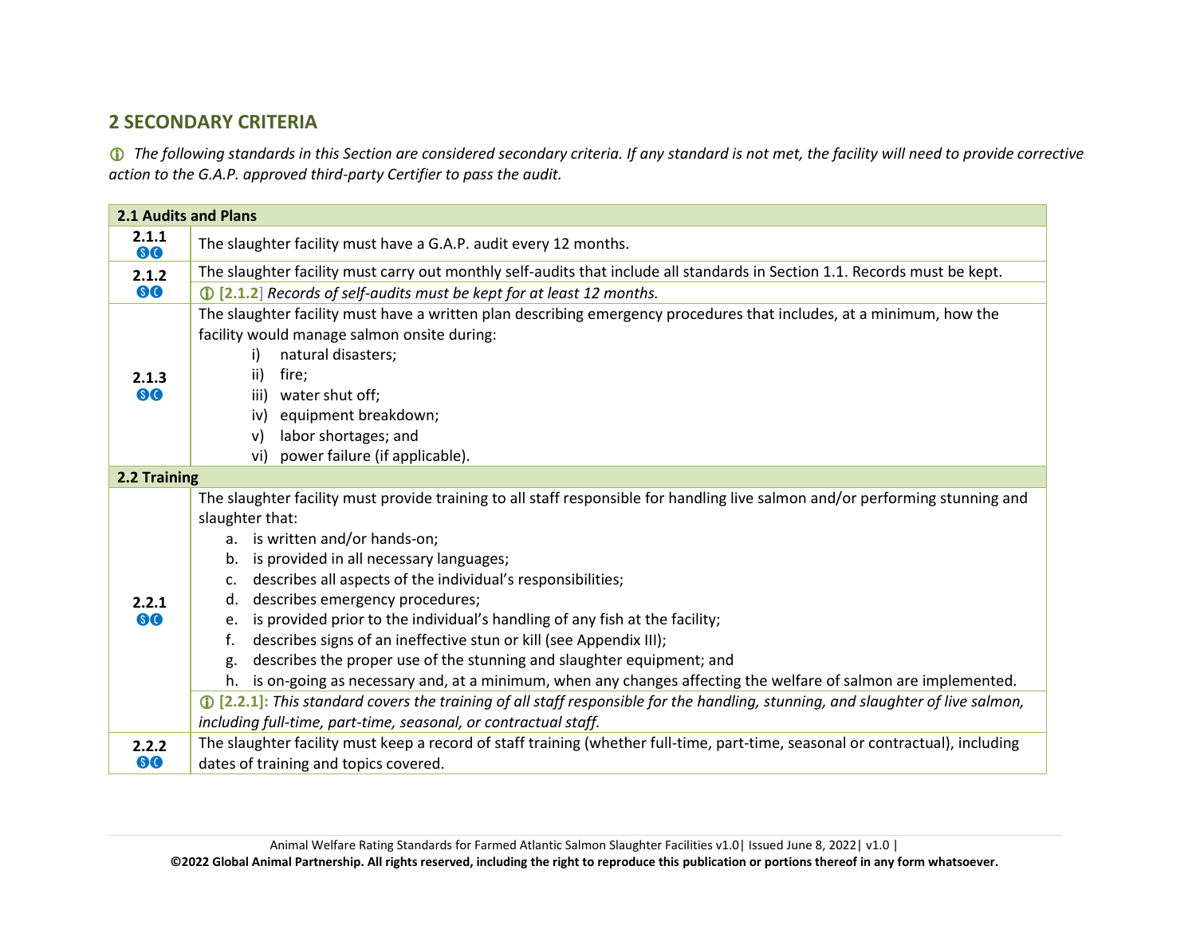## 2 SECONDARY CRITERIA

ⓘ *The following standards in this Section are considered secondary criteria. If any standard is not met, the facility will need to provide corrective action to the G.A.P. approved third-party Certifier to pass the audit.*

| 2.1 Audits and Plans | |
|---|---|
| **2.1.1** SC | The slaughter facility must have a G.A.P. audit every 12 months. |
| **2.1.2** SC | The slaughter facility must carry out monthly self-audits that include all standards in Section 1.1. Records must be kept.<br>ⓘ **[2.1.2]** *Records of self-audits must be kept for at least 12 months.* |
| **2.1.3** SC | The slaughter facility must have a written plan describing emergency procedures that includes, at a minimum, how the facility would manage salmon onsite during:<br>i) natural disasters;<br>ii) fire;<br>iii) water shut off;<br>iv) equipment breakdown;<br>v) labor shortages; and<br>vi) power failure (if applicable). |
| **2.2 Training** | |
| **2.2.1** SC | The slaughter facility must provide training to all staff responsible for handling live salmon and/or performing stunning and slaughter that:<br>a. is written and/or hands-on;<br>b. is provided in all necessary languages;<br>c. describes all aspects of the individual's responsibilities;<br>d. describes emergency procedures;<br>e. is provided prior to the individual's handling of any fish at the facility;<br>f. describes signs of an ineffective stun or kill (see Appendix III);<br>g. describes the proper use of the stunning and slaughter equipment; and<br>h. is on-going as necessary and, at a minimum, when any changes affecting the welfare of salmon are implemented.<br>ⓘ **[2.2.1]:** *This standard covers the training of all staff responsible for the handling, stunning, and slaughter of live salmon, including full-time, part-time, seasonal, or contractual staff.* |
| **2.2.2** SC | The slaughter facility must keep a record of staff training (whether full-time, part-time, seasonal or contractual), including dates of training and topics covered. |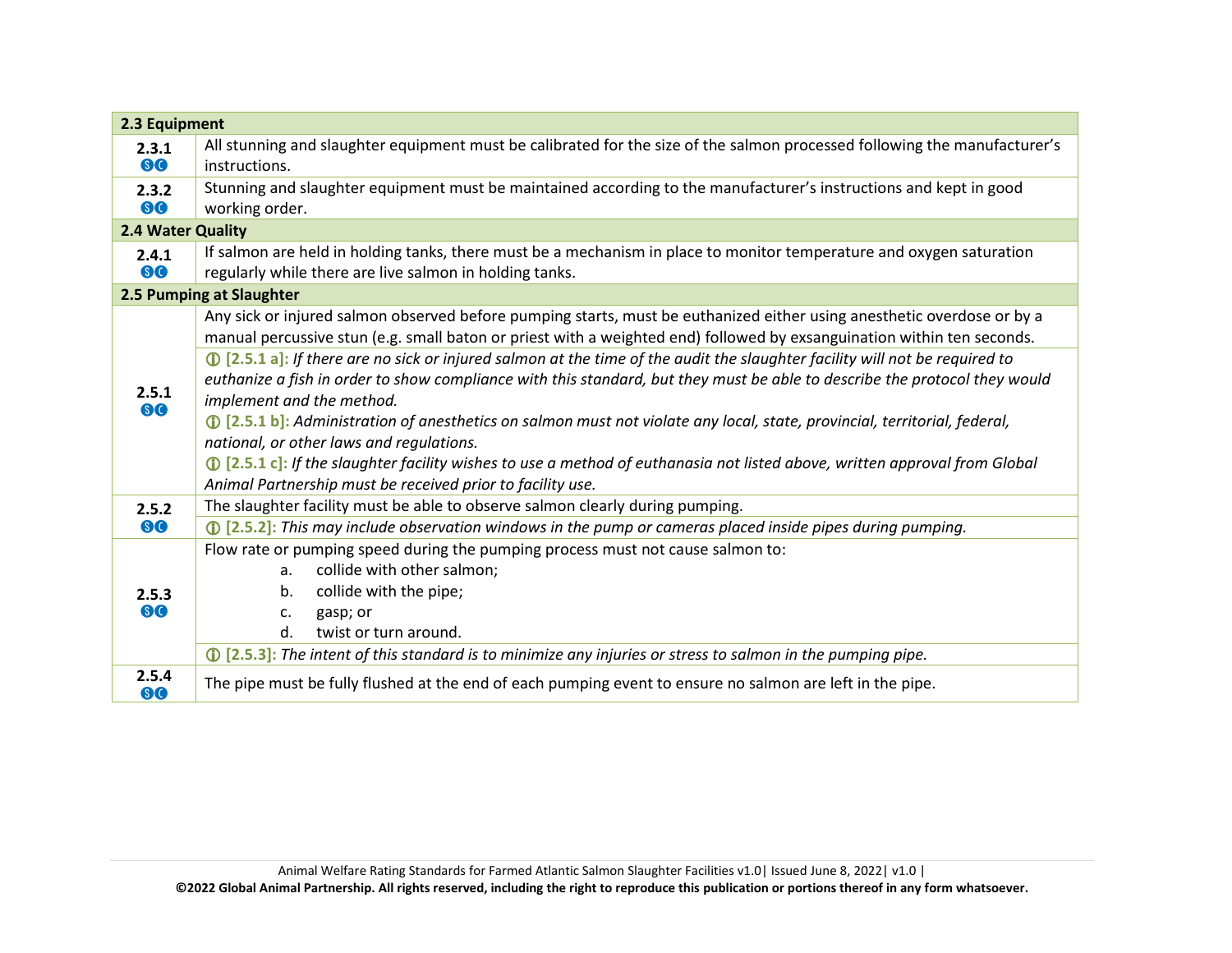| 2.3 Equipment | |
|---|---|
| **2.3.1** SC | All stunning and slaughter equipment must be calibrated for the size of the salmon processed following the manufacturer's instructions. |
| **2.3.2** SC | Stunning and slaughter equipment must be maintained according to the manufacturer's instructions and kept in good working order. |
| **2.4 Water Quality** | |
| **2.4.1** SC | If salmon are held in holding tanks, there must be a mechanism in place to monitor temperature and oxygen saturation regularly while there are live salmon in holding tanks. |
| **2.5 Pumping at Slaughter** | |
| **2.5.1** SC | Any sick or injured salmon observed before pumping starts, must be euthanized either using anesthetic overdose or by a manual percussive stun (e.g. small baton or priest with a weighted end) followed by exsanguination within ten seconds. |
| | ⓘ **[2.5.1 a]:** *If there are no sick or injured salmon at the time of the audit the slaughter facility will not be required to euthanize a fish in order to show compliance with this standard, but they must be able to describe the protocol they would implement and the method.* <br> ⓘ **[2.5.1 b]:** *Administration of anesthetics on salmon must not violate any local, state, provincial, territorial, federal, national, or other laws and regulations.* <br> ⓘ **[2.5.1 c]:** *If the slaughter facility wishes to use a method of euthanasia not listed above, written approval from Global Animal Partnership must be received prior to facility use.* |
| **2.5.2** SC | The slaughter facility must be able to observe salmon clearly during pumping. |
| | ⓘ **[2.5.2]:** *This may include observation windows in the pump or cameras placed inside pipes during pumping.* |
| **2.5.3** SC | Flow rate or pumping speed during the pumping process must not cause salmon to: <br> a. collide with other salmon; <br> b. collide with the pipe; <br> c. gasp; or <br> d. twist or turn around. |
| | ⓘ **[2.5.3]:** *The intent of this standard is to minimize any injuries or stress to salmon in the pumping pipe.* |
| **2.5.4** SC | The pipe must be fully flushed at the end of each pumping event to ensure no salmon are left in the pipe. |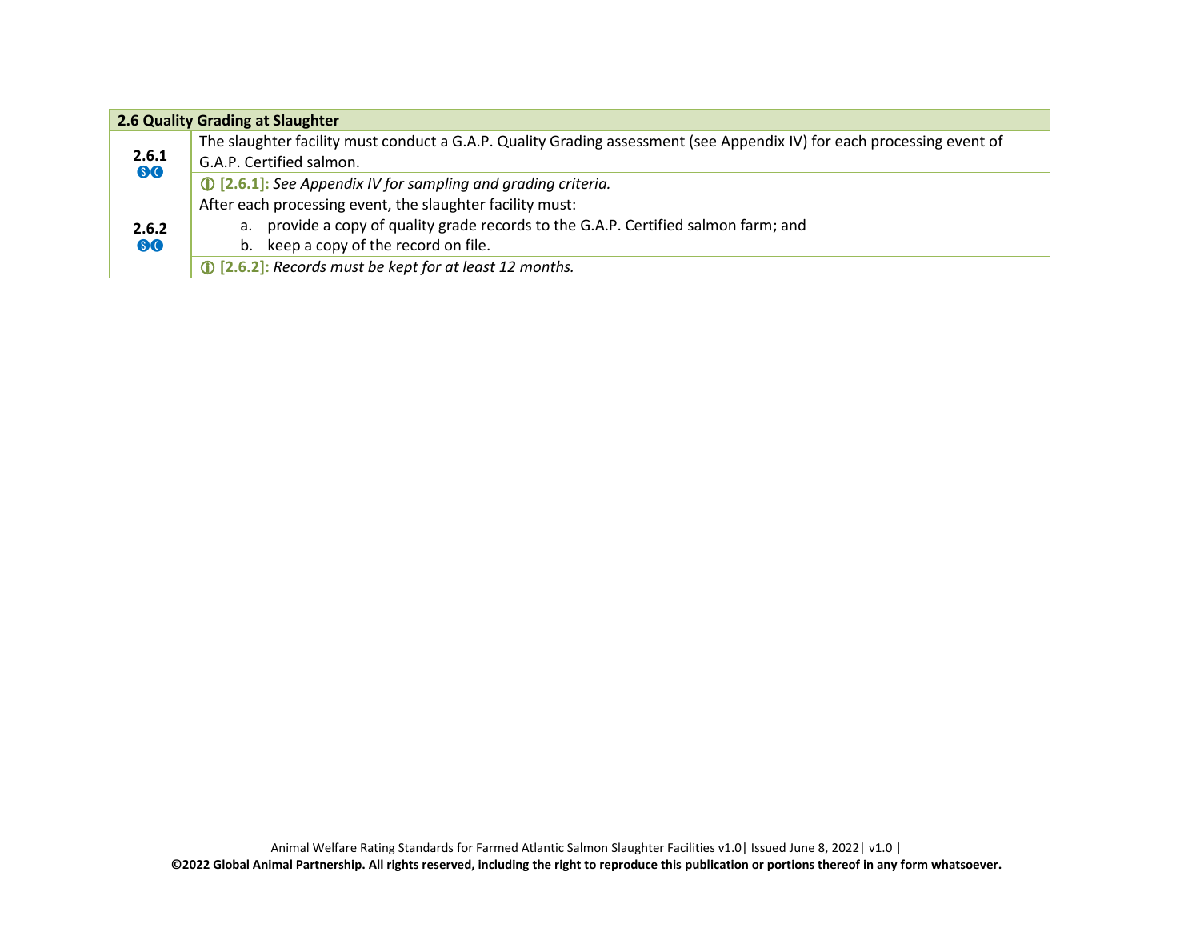| 2.6 Quality Grading at Slaughter | |
|---|---|
| **2.6.1** Ⓢ Ⓒ | The slaughter facility must conduct a G.A.P. Quality Grading assessment (see Appendix IV) for each processing event of G.A.P. Certified salmon. |
| | ⓘ **[2.6.1]:** *See Appendix IV for sampling and grading criteria.* |
| **2.6.2** Ⓢ Ⓒ | After each processing event, the slaughter facility must:<br>a. provide a copy of quality grade records to the G.A.P. Certified salmon farm; and<br>b. keep a copy of the record on file. |
| | ⓘ **[2.6.2]:** *Records must be kept for at least 12 months.* |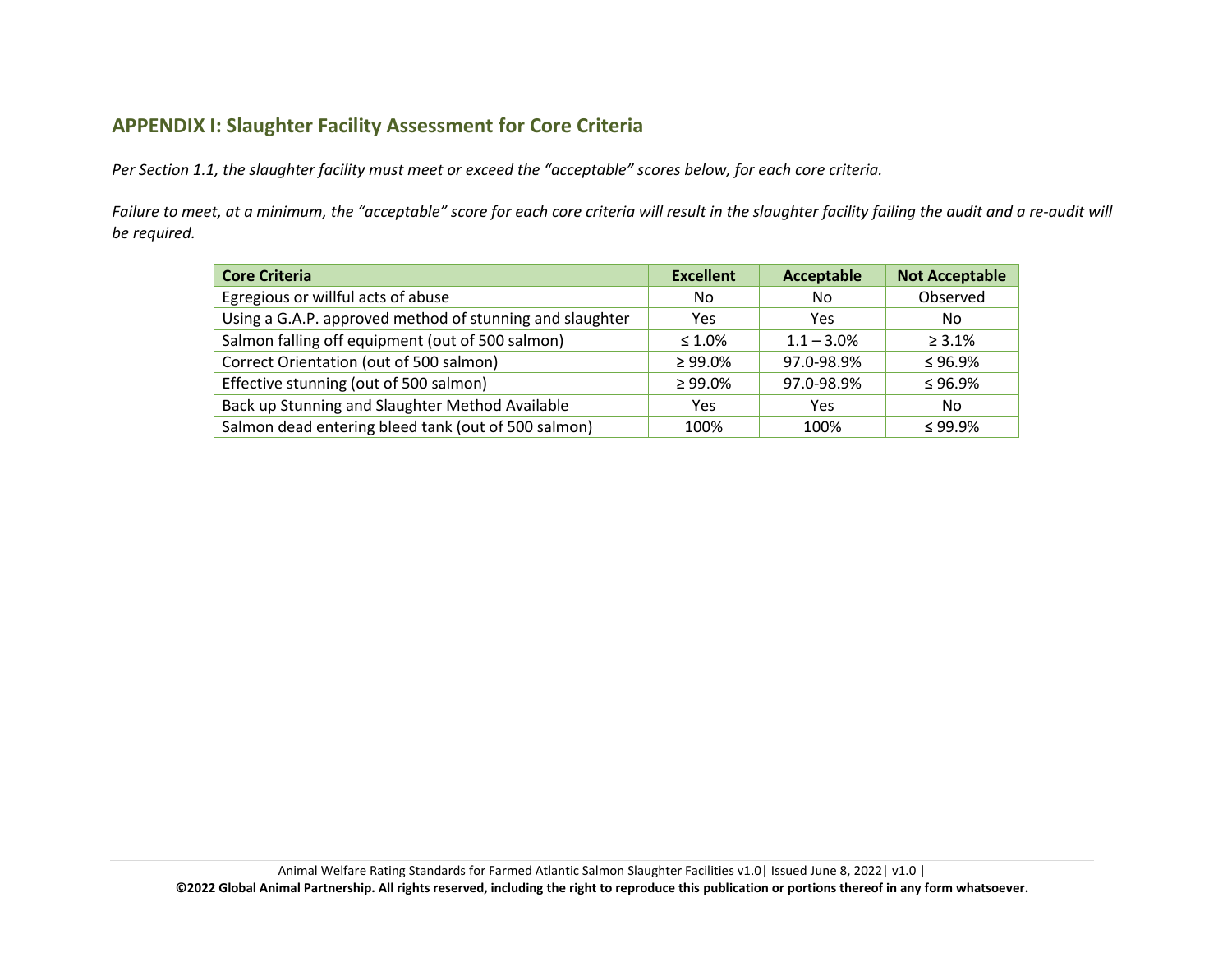## APPENDIX I: Slaughter Facility Assessment for Core Criteria

*Per Section 1.1, the slaughter facility must meet or exceed the "acceptable" scores below, for each core criteria.*

*Failure to meet, at a minimum, the "acceptable" score for each core criteria will result in the slaughter facility failing the audit and a re-audit will be required.*

| Core Criteria | Excellent | Acceptable | Not Acceptable |
|---|---|---|---|
| Egregious or willful acts of abuse | No | No | Observed |
| Using a G.A.P. approved method of stunning and slaughter | Yes | Yes | No |
| Salmon falling off equipment (out of 500 salmon) | ≤ 1.0% | 1.1 – 3.0% | ≥ 3.1% |
| Correct Orientation (out of 500 salmon) | ≥ 99.0% | 97.0-98.9% | ≤ 96.9% |
| Effective stunning (out of 500 salmon) | ≥ 99.0% | 97.0-98.9% | ≤ 96.9% |
| Back up Stunning and Slaughter Method Available | Yes | Yes | No |
| Salmon dead entering bleed tank (out of 500 salmon) | 100% | 100% | ≤ 99.9% |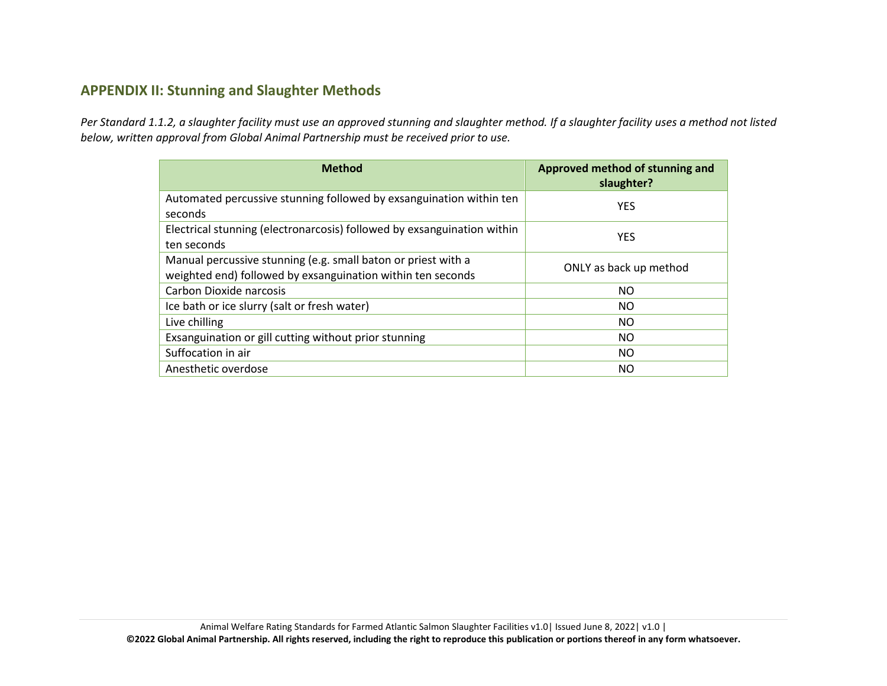## APPENDIX II: Stunning and Slaughter Methods

*Per Standard 1.1.2, a slaughter facility must use an approved stunning and slaughter method. If a slaughter facility uses a method not listed below, written approval from Global Animal Partnership must be received prior to use.*

| Method | Approved method of stunning and slaughter? |
|---|---|
| Automated percussive stunning followed by exsanguination within ten seconds | YES |
| Electrical stunning (electronarcosis) followed by exsanguination within ten seconds | YES |
| Manual percussive stunning (e.g. small baton or priest with a weighted end) followed by exsanguination within ten seconds | ONLY as back up method |
| Carbon Dioxide narcosis | NO |
| Ice bath or ice slurry (salt or fresh water) | NO |
| Live chilling | NO |
| Exsanguination or gill cutting without prior stunning | NO |
| Suffocation in air | NO |
| Anesthetic overdose | NO |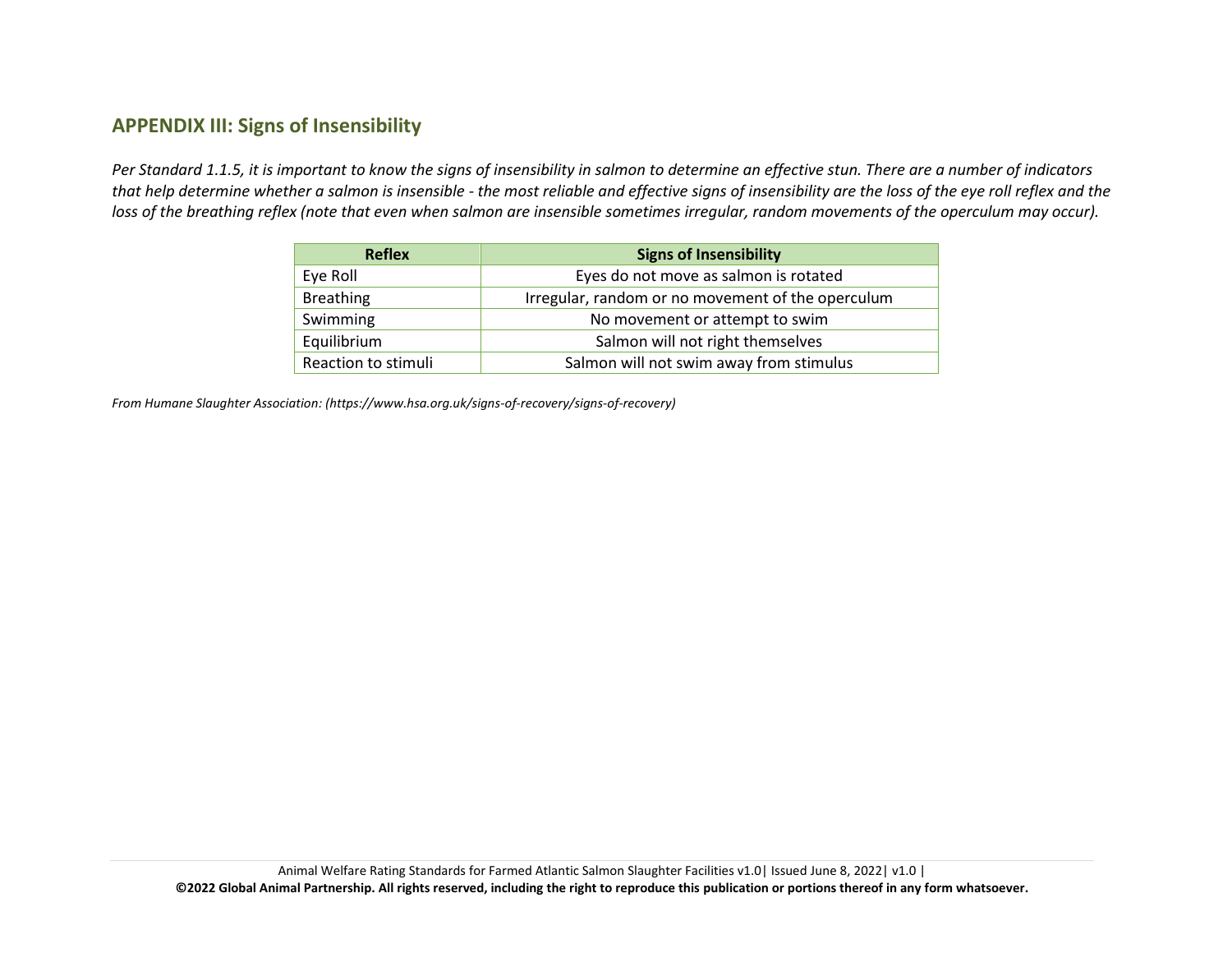## APPENDIX III: Signs of Insensibility

*Per Standard 1.1.5, it is important to know the signs of insensibility in salmon to determine an effective stun. There are a number of indicators that help determine whether a salmon is insensible - the most reliable and effective signs of insensibility are the loss of the eye roll reflex and the loss of the breathing reflex (note that even when salmon are insensible sometimes irregular, random movements of the operculum may occur).*

| Reflex | Signs of Insensibility |
|---|---|
| Eye Roll | Eyes do not move as salmon is rotated |
| Breathing | Irregular, random or no movement of the operculum |
| Swimming | No movement or attempt to swim |
| Equilibrium | Salmon will not right themselves |
| Reaction to stimuli | Salmon will not swim away from stimulus |

*From Humane Slaughter Association: (https://www.hsa.org.uk/signs-of-recovery/signs-of-recovery)*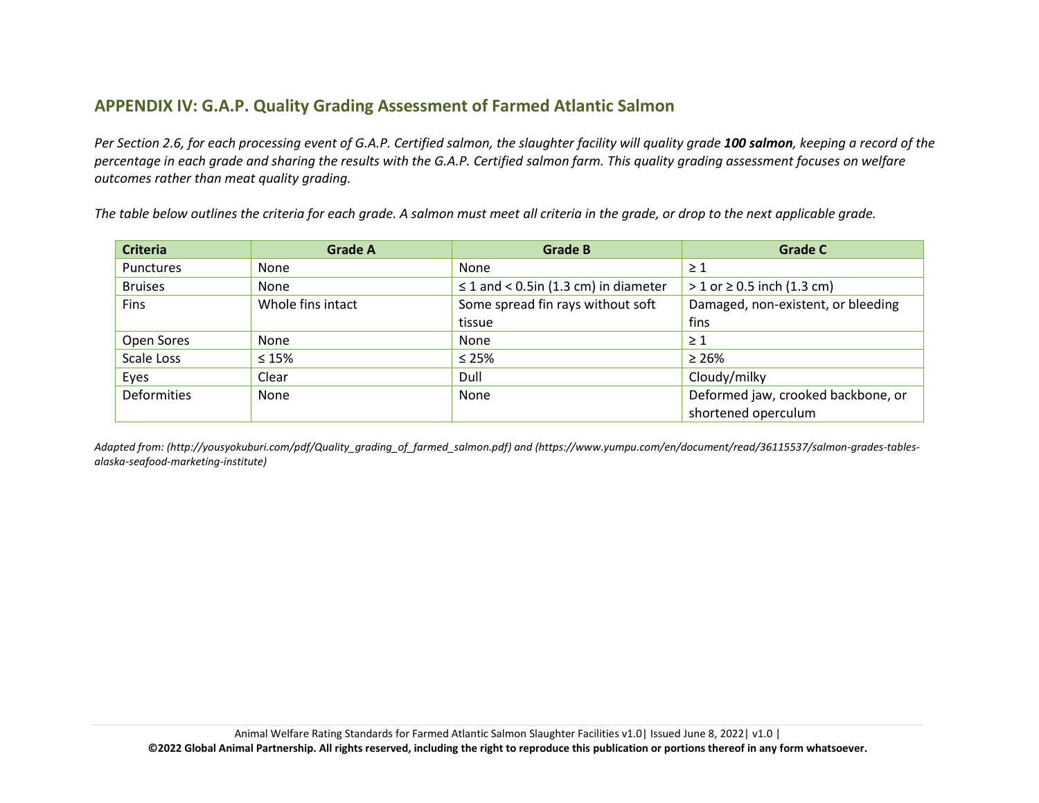## APPENDIX IV: G.A.P. Quality Grading Assessment of Farmed Atlantic Salmon

*Per Section 2.6, for each processing event of G.A.P. Certified salmon, the slaughter facility will quality grade **100 salmon**, keeping a record of the percentage in each grade and sharing the results with the G.A.P. Certified salmon farm. This quality grading assessment focuses on welfare outcomes rather than meat quality grading.*

*The table below outlines the criteria for each grade. A salmon must meet all criteria in the grade, or drop to the next applicable grade.*

| Criteria | Grade A | Grade B | Grade C |
|---|---|---|---|
| Punctures | None | None | ≥ 1 |
| Bruises | None | ≤ 1 and < 0.5in (1.3 cm) in diameter | > 1 or ≥ 0.5 inch (1.3 cm) |
| Fins | Whole fins intact | Some spread fin rays without soft tissue | Damaged, non-existent, or bleeding fins |
| Open Sores | None | None | ≥ 1 |
| Scale Loss | ≤ 15% | ≤ 25% | ≥ 26% |
| Eyes | Clear | Dull | Cloudy/milky |
| Deformities | None | None | Deformed jaw, crooked backbone, or shortened operculum |

*Adapted from: (http://yousyokuburi.com/pdf/Quality_grading_of_farmed_salmon.pdf) and (https://www.yumpu.com/en/document/read/36115537/salmon-grades-tables-alaska-seafood-marketing-institute)*